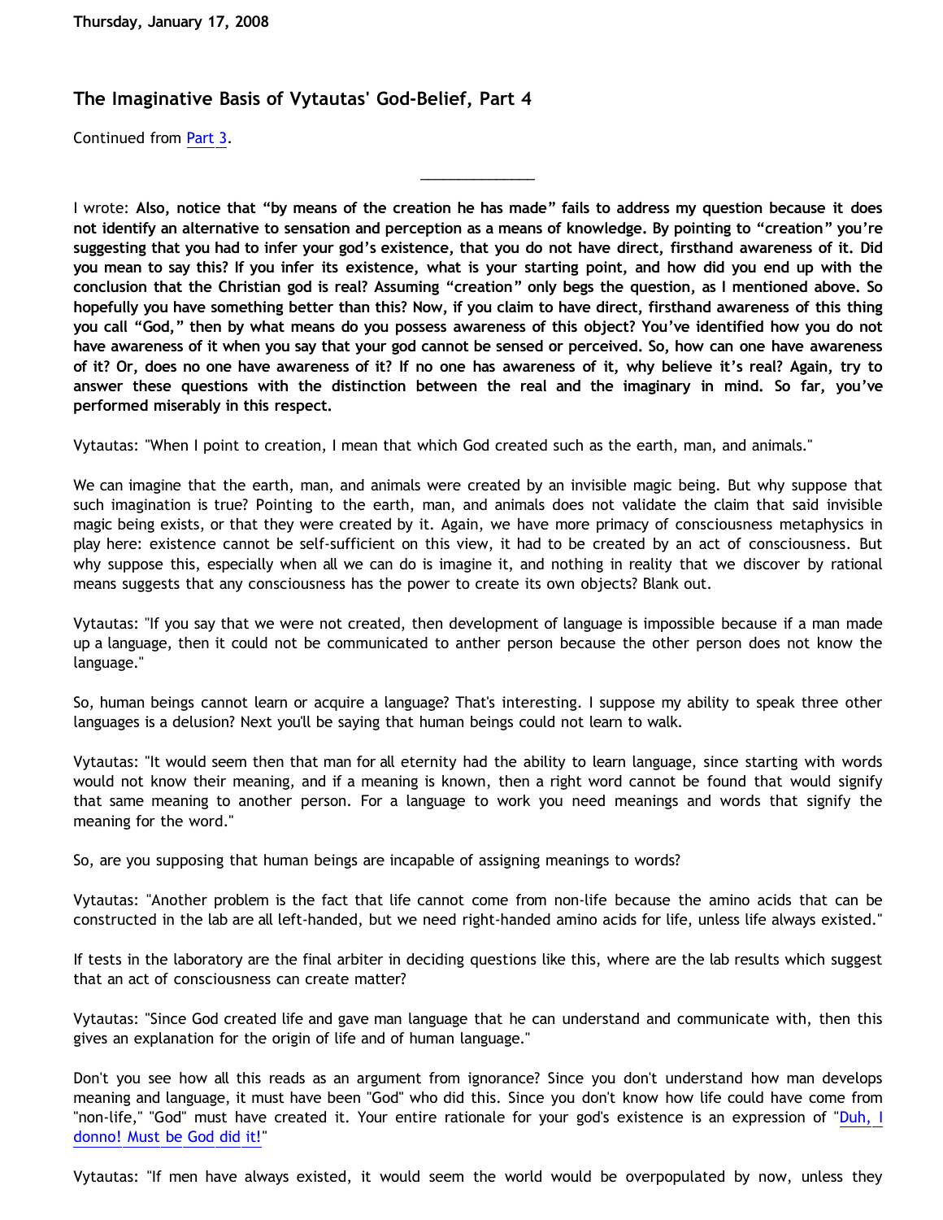Thursday, January 17, 2008

## The Imaginative Basis of Vytautas' God-Belief, Part 4

Continued from Part 3.

______________

I wrote: **Also, notice that "by means of the creation he has made" fails to address my question because it does not identify an alternative to sensation and perception as a means of knowledge. By pointing to "creation" you're suggesting that you had to infer your god's existence, that you do not have direct, firsthand awareness of it. Did you mean to say this? If you infer its existence, what is your starting point, and how did you end up with the conclusion that the Christian god is real? Assuming "creation" only begs the question, as I mentioned above. So hopefully you have something better than this? Now, if you claim to have direct, firsthand awareness of this thing you call "God," then by what means do you possess awareness of this object? You've identified how you do not have awareness of it when you say that your god cannot be sensed or perceived. So, how can one have awareness of it? Or, does no one have awareness of it? If no one has awareness of it, why believe it's real? Again, try to answer these questions with the distinction between the real and the imaginary in mind. So far, you've performed miserably in this respect.**

Vytautas: "When I point to creation, I mean that which God created such as the earth, man, and animals."

We can imagine that the earth, man, and animals were created by an invisible magic being. But why suppose that such imagination is true? Pointing to the earth, man, and animals does not validate the claim that said invisible magic being exists, or that they were created by it. Again, we have more primacy of consciousness metaphysics in play here: existence cannot be self-sufficient on this view, it had to be created by an act of consciousness. But why suppose this, especially when all we can do is imagine it, and nothing in reality that we discover by rational means suggests that any consciousness has the power to create its own objects? Blank out.

Vytautas: "If you say that we were not created, then development of language is impossible because if a man made up a language, then it could not be communicated to anther person because the other person does not know the language."

So, human beings cannot learn or acquire a language? That's interesting. I suppose my ability to speak three other languages is a delusion? Next you'll be saying that human beings could not learn to walk.

Vytautas: "It would seem then that man for all eternity had the ability to learn language, since starting with words would not know their meaning, and if a meaning is known, then a right word cannot be found that would signify that same meaning to another person. For a language to work you need meanings and words that signify the meaning for the word."

So, are you supposing that human beings are incapable of assigning meanings to words?

Vytautas: "Another problem is the fact that life cannot come from non-life because the amino acids that can be constructed in the lab are all left-handed, but we need right-handed amino acids for life, unless life always existed."

If tests in the laboratory are the final arbiter in deciding questions like this, where are the lab results which suggest that an act of consciousness can create matter?

Vytautas: "Since God created life and gave man language that he can understand and communicate with, then this gives an explanation for the origin of life and of human language."

Don't you see how all this reads as an argument from ignorance? Since you don't understand how man develops meaning and language, it must have been "God" who did this. Since you don't know how life could have come from "non-life," "God" must have created it. Your entire rationale for your god's existence is an expression of "Duh, I donno! Must be God did it!"

Vytautas: "If men have always existed, it would seem the world would be overpopulated by now, unless they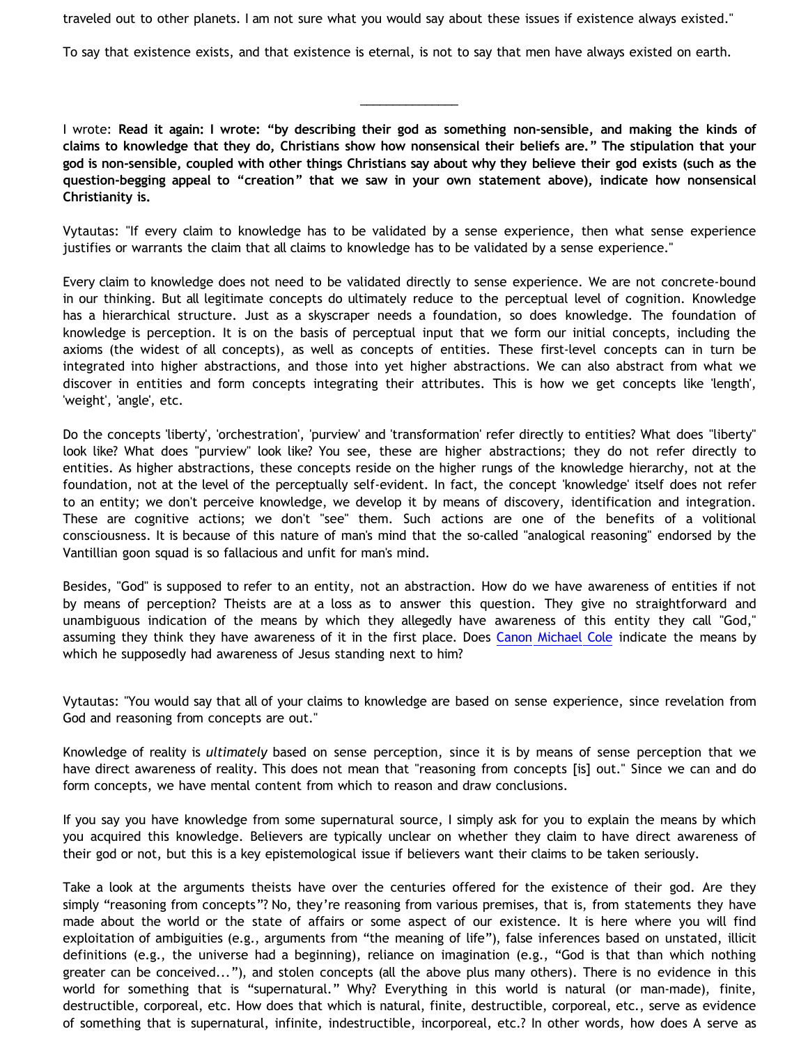traveled out to other planets. I am not sure what you would say about these issues if existence always existed."

To say that existence exists, and that existence is eternal, is not to say that men have always existed on earth.

---

I wrote: **Read it again: I wrote: "by describing their god as something non-sensible, and making the kinds of claims to knowledge that they do, Christians show how nonsensical their beliefs are." The stipulation that your god is non-sensible, coupled with other things Christians say about why they believe their god exists (such as the question-begging appeal to "creation" that we saw in your own statement above), indicate how nonsensical Christianity is.**

Vytautas: "If every claim to knowledge has to be validated by a sense experience, then what sense experience justifies or warrants the claim that all claims to knowledge has to be validated by a sense experience."

Every claim to knowledge does not need to be validated directly to sense experience. We are not concrete-bound in our thinking. But all legitimate concepts do ultimately reduce to the perceptual level of cognition. Knowledge has a hierarchical structure. Just as a skyscraper needs a foundation, so does knowledge. The foundation of knowledge is perception. It is on the basis of perceptual input that we form our initial concepts, including the axioms (the widest of all concepts), as well as concepts of entities. These first-level concepts can in turn be integrated into higher abstractions, and those into yet higher abstractions. We can also abstract from what we discover in entities and form concepts integrating their attributes. This is how we get concepts like 'length', 'weight', 'angle', etc.

Do the concepts 'liberty', 'orchestration', 'purview' and 'transformation' refer directly to entities? What does "liberty" look like? What does "purview" look like? You see, these are higher abstractions; they do not refer directly to entities. As higher abstractions, these concepts reside on the higher rungs of the knowledge hierarchy, not at the foundation, not at the level of the perceptually self-evident. In fact, the concept 'knowledge' itself does not refer to an entity; we don't perceive knowledge, we develop it by means of discovery, identification and integration. These are cognitive actions; we don't "see" them. Such actions are one of the benefits of a volitional consciousness. It is because of this nature of man's mind that the so-called "analogical reasoning" endorsed by the Vantillian goon squad is so fallacious and unfit for man's mind.

Besides, "God" is supposed to refer to an entity, not an abstraction. How do we have awareness of entities if not by means of perception? Theists are at a loss as to answer this question. They give no straightforward and unambiguous indication of the means by which they allegedly have awareness of this entity they call "God," assuming they think they have awareness of it in the first place. Does Canon Michael Cole indicate the means by which he supposedly had awareness of Jesus standing next to him?

Vytautas: "You would say that all of your claims to knowledge are based on sense experience, since revelation from God and reasoning from concepts are out."

Knowledge of reality is *ultimately* based on sense perception, since it is by means of sense perception that we have direct awareness of reality. This does not mean that "reasoning from concepts [is] out." Since we can and do form concepts, we have mental content from which to reason and draw conclusions.

If you say you have knowledge from some supernatural source, I simply ask for you to explain the means by which you acquired this knowledge. Believers are typically unclear on whether they claim to have direct awareness of their god or not, but this is a key epistemological issue if believers want their claims to be taken seriously.

Take a look at the arguments theists have over the centuries offered for the existence of their god. Are they simply "reasoning from concepts"? No, they're reasoning from various premises, that is, from statements they have made about the world or the state of affairs or some aspect of our existence. It is here where you will find exploitation of ambiguities (e.g., arguments from "the meaning of life"), false inferences based on unstated, illicit definitions (e.g., the universe had a beginning), reliance on imagination (e.g., "God is that than which nothing greater can be conceived..."), and stolen concepts (all the above plus many others). There is no evidence in this world for something that is "supernatural." Why? Everything in this world is natural (or man-made), finite, destructible, corporeal, etc. How does that which is natural, finite, destructible, corporeal, etc., serve as evidence of something that is supernatural, infinite, indestructible, incorporeal, etc.? In other words, how does A serve as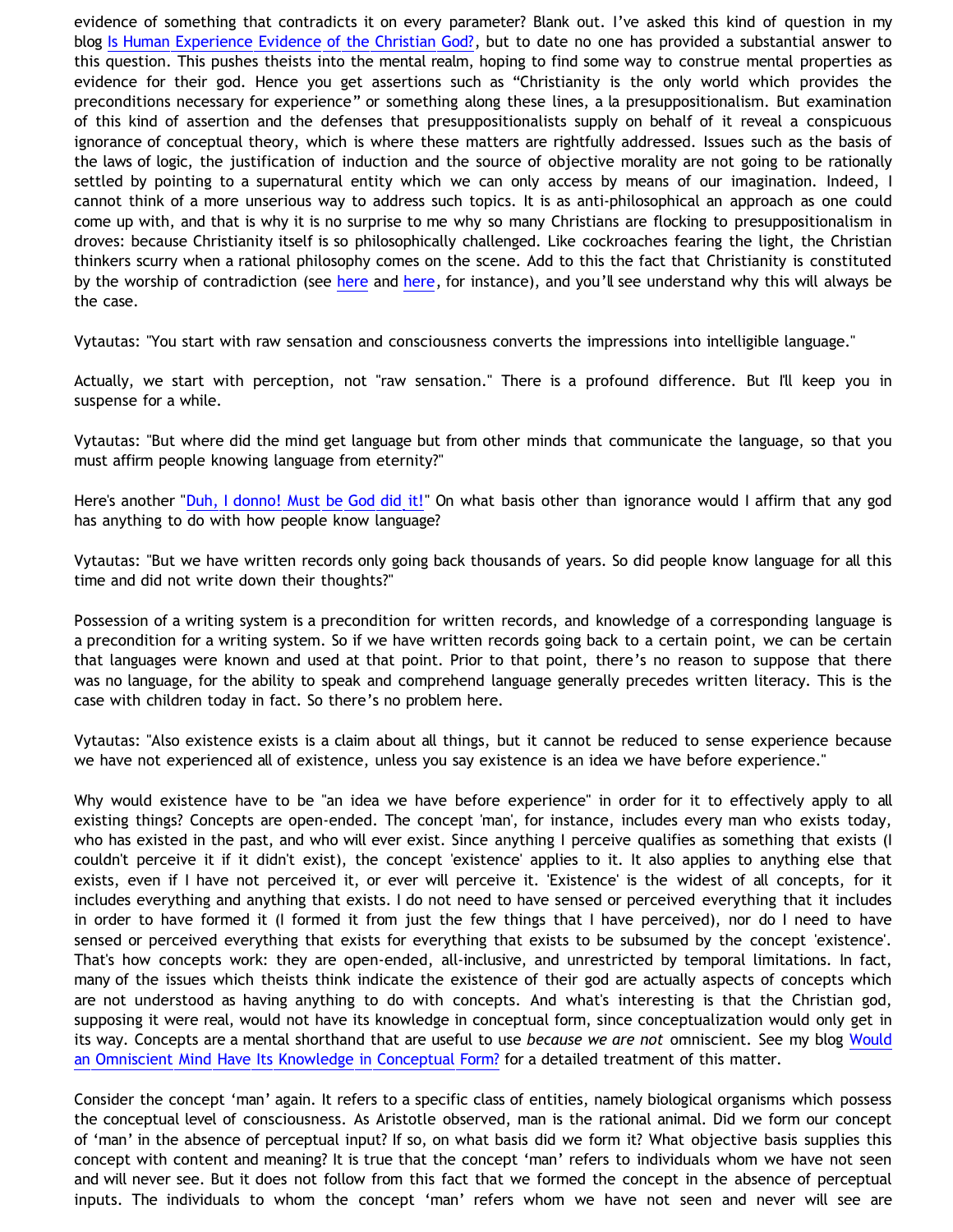evidence of something that contradicts it on every parameter? Blank out. I've asked this kind of question in my blog Is Human Experience Evidence of the Christian God?, but to date no one has provided a substantial answer to this question. This pushes theists into the mental realm, hoping to find some way to construe mental properties as evidence for their god. Hence you get assertions such as "Christianity is the only world which provides the preconditions necessary for experience" or something along these lines, a la presuppositionalism. But examination of this kind of assertion and the defenses that presuppositionalists supply on behalf of it reveal a conspicuous ignorance of conceptual theory, which is where these matters are rightfully addressed. Issues such as the basis of the laws of logic, the justification of induction and the source of objective morality are not going to be rationally settled by pointing to a supernatural entity which we can only access by means of our imagination. Indeed, I cannot think of a more unserious way to address such topics. It is as anti-philosophical an approach as one could come up with, and that is why it is no surprise to me why so many Christians are flocking to presuppositionalism in droves: because Christianity itself is so philosophically challenged. Like cockroaches fearing the light, the Christian thinkers scurry when a rational philosophy comes on the scene. Add to this the fact that Christianity is constituted by the worship of contradiction (see here and here, for instance), and you'll see understand why this will always be the case.

Vytautas: "You start with raw sensation and consciousness converts the impressions into intelligible language."

Actually, we start with perception, not "raw sensation." There is a profound difference. But I'll keep you in suspense for a while.

Vytautas: "But where did the mind get language but from other minds that communicate the language, so that you must affirm people knowing language from eternity?"

Here's another "Duh, I donno! Must be God did it!" On what basis other than ignorance would I affirm that any god has anything to do with how people know language?

Vytautas: "But we have written records only going back thousands of years. So did people know language for all this time and did not write down their thoughts?"

Possession of a writing system is a precondition for written records, and knowledge of a corresponding language is a precondition for a writing system. So if we have written records going back to a certain point, we can be certain that languages were known and used at that point. Prior to that point, there's no reason to suppose that there was no language, for the ability to speak and comprehend language generally precedes written literacy. This is the case with children today in fact. So there's no problem here.

Vytautas: "Also existence exists is a claim about all things, but it cannot be reduced to sense experience because we have not experienced all of existence, unless you say existence is an idea we have before experience."

Why would existence have to be "an idea we have before experience" in order for it to effectively apply to all existing things? Concepts are open-ended. The concept 'man', for instance, includes every man who exists today, who has existed in the past, and who will ever exist. Since anything I perceive qualifies as something that exists (I couldn't perceive it if it didn't exist), the concept 'existence' applies to it. It also applies to anything else that exists, even if I have not perceived it, or ever will perceive it. 'Existence' is the widest of all concepts, for it includes everything and anything that exists. I do not need to have sensed or perceived everything that it includes in order to have formed it (I formed it from just the few things that I have perceived), nor do I need to have sensed or perceived everything that exists for everything that exists to be subsumed by the concept 'existence'. That's how concepts work: they are open-ended, all-inclusive, and unrestricted by temporal limitations. In fact, many of the issues which theists think indicate the existence of their god are actually aspects of concepts which are not understood as having anything to do with concepts. And what's interesting is that the Christian god, supposing it were real, would not have its knowledge in conceptual form, since conceptualization would only get in its way. Concepts are a mental shorthand that are useful to use *because we are not* omniscient. See my blog Would an Omniscient Mind Have Its Knowledge in Conceptual Form? for a detailed treatment of this matter.

Consider the concept 'man' again. It refers to a specific class of entities, namely biological organisms which possess the conceptual level of consciousness. As Aristotle observed, man is the rational animal. Did we form our concept of 'man' in the absence of perceptual input? If so, on what basis did we form it? What objective basis supplies this concept with content and meaning? It is true that the concept 'man' refers to individuals whom we have not seen and will never see. But it does not follow from this fact that we formed the concept in the absence of perceptual inputs. The individuals to whom the concept 'man' refers whom we have not seen and never will see are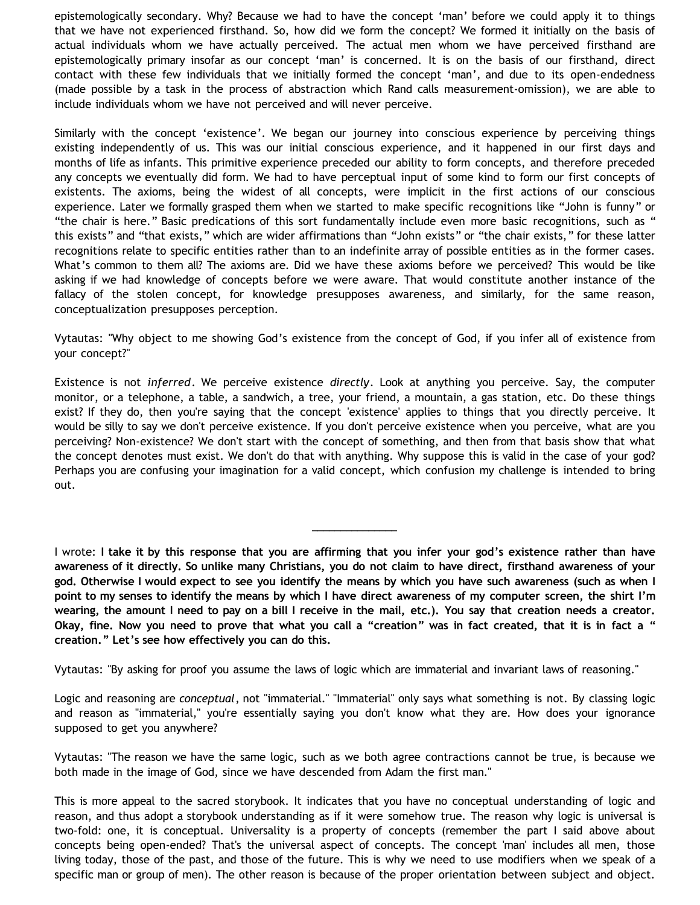epistemologically secondary. Why? Because we had to have the concept 'man' before we could apply it to things that we have not experienced firsthand. So, how did we form the concept? We formed it initially on the basis of actual individuals whom we have actually perceived. The actual men whom we have perceived firsthand are epistemologically primary insofar as our concept 'man' is concerned. It is on the basis of our firsthand, direct contact with these few individuals that we initially formed the concept 'man', and due to its open-endedness (made possible by a task in the process of abstraction which Rand calls measurement-omission), we are able to include individuals whom we have not perceived and will never perceive.

Similarly with the concept 'existence'. We began our journey into conscious experience by perceiving things existing independently of us. This was our initial conscious experience, and it happened in our first days and months of life as infants. This primitive experience preceded our ability to form concepts, and therefore preceded any concepts we eventually did form. We had to have perceptual input of some kind to form our first concepts of existents. The axioms, being the widest of all concepts, were implicit in the first actions of our conscious experience. Later we formally grasped them when we started to make specific recognitions like "John is funny" or "the chair is here." Basic predications of this sort fundamentally include even more basic recognitions, such as "this exists" and "that exists," which are wider affirmations than "John exists" or "the chair exists," for these latter recognitions relate to specific entities rather than to an indefinite array of possible entities as in the former cases. What's common to them all? The axioms are. Did we have these axioms before we perceived? This would be like asking if we had knowledge of concepts before we were aware. That would constitute another instance of the fallacy of the stolen concept, for knowledge presupposes awareness, and similarly, for the same reason, conceptualization presupposes perception.

Vytautas: "Why object to me showing God's existence from the concept of God, if you infer all of existence from your concept?"

Existence is not *inferred*. We perceive existence *directly*. Look at anything you perceive. Say, the computer monitor, or a telephone, a table, a sandwich, a tree, your friend, a mountain, a gas station, etc. Do these things exist? If they do, then you're saying that the concept 'existence' applies to things that you directly perceive. It would be silly to say we don't perceive existence. If you don't perceive existence when you perceive, what are you perceiving? Non-existence? We don't start with the concept of something, and then from that basis show that what the concept denotes must exist. We don't do that with anything. Why suppose this is valid in the case of your god? Perhaps you are confusing your imagination for a valid concept, which confusion my challenge is intended to bring out.

______________

I wrote: **I take it by this response that you are affirming that you infer your god's existence rather than have awareness of it directly. So unlike many Christians, you do not claim to have direct, firsthand awareness of your god. Otherwise I would expect to see you identify the means by which you have such awareness (such as when I point to my senses to identify the means by which I have direct awareness of my computer screen, the shirt I'm wearing, the amount I need to pay on a bill I receive in the mail, etc.). You say that creation needs a creator. Okay, fine. Now you need to prove that what you call a "creation" was in fact created, that it is in fact a "creation." Let's see how effectively you can do this.**

Vytautas: "By asking for proof you assume the laws of logic which are immaterial and invariant laws of reasoning."

Logic and reasoning are *conceptual*, not "immaterial." "Immaterial" only says what something is not. By classing logic and reason as "immaterial," you're essentially saying you don't know what they are. How does your ignorance supposed to get you anywhere?

Vytautas: "The reason we have the same logic, such as we both agree contractions cannot be true, is because we both made in the image of God, since we have descended from Adam the first man."

This is more appeal to the sacred storybook. It indicates that you have no conceptual understanding of logic and reason, and thus adopt a storybook understanding as if it were somehow true. The reason why logic is universal is two-fold: one, it is conceptual. Universality is a property of concepts (remember the part I said above about concepts being open-ended? That's the universal aspect of concepts. The concept 'man' includes all men, those living today, those of the past, and those of the future. This is why we need to use modifiers when we speak of a specific man or group of men). The other reason is because of the proper orientation between subject and object.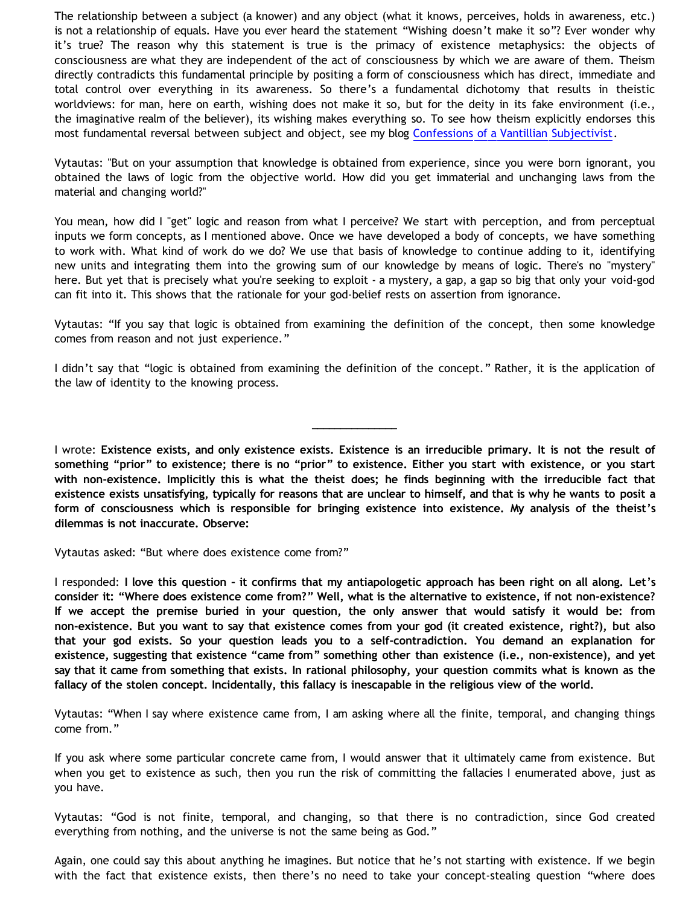The relationship between a subject (a knower) and any object (what it knows, perceives, holds in awareness, etc.) is not a relationship of equals. Have you ever heard the statement "Wishing doesn't make it so"? Ever wonder why it's true? The reason why this statement is true is the primacy of existence metaphysics: the objects of consciousness are what they are independent of the act of consciousness by which we are aware of them. Theism directly contradicts this fundamental principle by positing a form of consciousness which has direct, immediate and total control over everything in its awareness. So there's a fundamental dichotomy that results in theistic worldviews: for man, here on earth, wishing does not make it so, but for the deity in its fake environment (i.e., the imaginative realm of the believer), its wishing makes everything so. To see how theism explicitly endorses this most fundamental reversal between subject and object, see my blog Confessions of a Vantillian Subjectivist.

Vytautas: "But on your assumption that knowledge is obtained from experience, since you were born ignorant, you obtained the laws of logic from the objective world. How did you get immaterial and unchanging laws from the material and changing world?"

You mean, how did I "get" logic and reason from what I perceive? We start with perception, and from perceptual inputs we form concepts, as I mentioned above. Once we have developed a body of concepts, we have something to work with. What kind of work do we do? We use that basis of knowledge to continue adding to it, identifying new units and integrating them into the growing sum of our knowledge by means of logic. There's no "mystery" here. But yet that is precisely what you're seeking to exploit - a mystery, a gap, a gap so big that only your void-god can fit into it. This shows that the rationale for your god-belief rests on assertion from ignorance.

Vytautas: "If you say that logic is obtained from examining the definition of the concept, then some knowledge comes from reason and not just experience."

I didn't say that "logic is obtained from examining the definition of the concept." Rather, it is the application of the law of identity to the knowing process.

---

I wrote: **Existence exists, and only existence exists. Existence is an irreducible primary. It is not the result of something "prior" to existence; there is no "prior" to existence. Either you start with existence, or you start with non-existence. Implicitly this is what the theist does; he finds beginning with the irreducible fact that existence exists unsatisfying, typically for reasons that are unclear to himself, and that is why he wants to posit a form of consciousness which is responsible for bringing existence into existence. My analysis of the theist's dilemmas is not inaccurate. Observe:**

Vytautas asked: "But where does existence come from?"

I responded: **I love this question – it confirms that my antiapologetic approach has been right on all along. Let's consider it: "Where does existence come from?" Well, what is the alternative to existence, if not non-existence? If we accept the premise buried in your question, the only answer that would satisfy it would be: from non-existence. But you want to say that existence comes from your god (it created existence, right?), but also that your god exists. So your question leads you to a self-contradiction. You demand an explanation for existence, suggesting that existence "came from" something other than existence (i.e., non-existence), and yet say that it came from something that exists. In rational philosophy, your question commits what is known as the fallacy of the stolen concept. Incidentally, this fallacy is inescapable in the religious view of the world.**

Vytautas: "When I say where existence came from, I am asking where all the finite, temporal, and changing things come from."

If you ask where some particular concrete came from, I would answer that it ultimately came from existence. But when you get to existence as such, then you run the risk of committing the fallacies I enumerated above, just as you have.

Vytautas: "God is not finite, temporal, and changing, so that there is no contradiction, since God created everything from nothing, and the universe is not the same being as God."

Again, one could say this about anything he imagines. But notice that he's not starting with existence. If we begin with the fact that existence exists, then there's no need to take your concept-stealing question "where does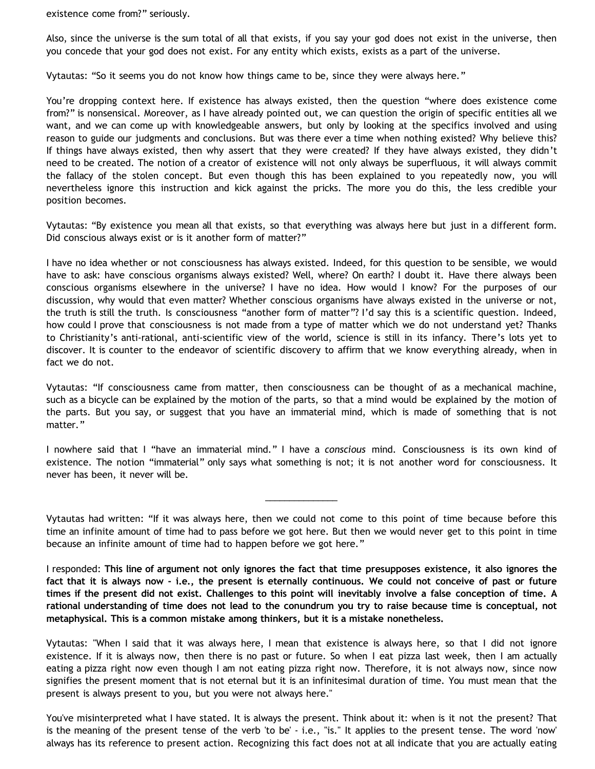existence come from?" seriously.

Also, since the universe is the sum total of all that exists, if you say your god does not exist in the universe, then you concede that your god does not exist. For any entity which exists, exists as a part of the universe.

Vytautas: "So it seems you do not know how things came to be, since they were always here."

You're dropping context here. If existence has always existed, then the question "where does existence come from?" is nonsensical. Moreover, as I have already pointed out, we can question the origin of specific entities all we want, and we can come up with knowledgeable answers, but only by looking at the specifics involved and using reason to guide our judgments and conclusions. But was there ever a time when nothing existed? Why believe this? If things have always existed, then why assert that they were created? If they have always existed, they didn't need to be created. The notion of a creator of existence will not only always be superfluous, it will always commit the fallacy of the stolen concept. But even though this has been explained to you repeatedly now, you will nevertheless ignore this instruction and kick against the pricks. The more you do this, the less credible your position becomes.

Vytautas: "By existence you mean all that exists, so that everything was always here but just in a different form. Did conscious always exist or is it another form of matter?"

I have no idea whether or not consciousness has always existed. Indeed, for this question to be sensible, we would have to ask: have conscious organisms always existed? Well, where? On earth? I doubt it. Have there always been conscious organisms elsewhere in the universe? I have no idea. How would I know? For the purposes of our discussion, why would that even matter? Whether conscious organisms have always existed in the universe or not, the truth is still the truth. Is consciousness "another form of matter"? I'd say this is a scientific question. Indeed, how could I prove that consciousness is not made from a type of matter which we do not understand yet? Thanks to Christianity's anti-rational, anti-scientific view of the world, science is still in its infancy. There's lots yet to discover. It is counter to the endeavor of scientific discovery to affirm that we know everything already, when in fact we do not.

Vytautas: "If consciousness came from matter, then consciousness can be thought of as a mechanical machine, such as a bicycle can be explained by the motion of the parts, so that a mind would be explained by the motion of the parts. But you say, or suggest that you have an immaterial mind, which is made of something that is not matter."

I nowhere said that I "have an immaterial mind." I have a *conscious* mind. Consciousness is its own kind of existence. The notion "immaterial" only says what something is not; it is not another word for consciousness. It never has been, it never will be.

---

Vytautas had written: "If it was always here, then we could not come to this point of time because before this time an infinite amount of time had to pass before we got here. But then we would never get to this point in time because an infinite amount of time had to happen before we got here."

I responded: **This line of argument not only ignores the fact that time presupposes existence, it also ignores the fact that it is always now - i.e., the present is eternally continuous. We could not conceive of past or future times if the present did not exist. Challenges to this point will inevitably involve a false conception of time. A rational understanding of time does not lead to the conundrum you try to raise because time is conceptual, not metaphysical. This is a common mistake among thinkers, but it is a mistake nonetheless.**

Vytautas: "When I said that it was always here, I mean that existence is always here, so that I did not ignore existence. If it is always now, then there is no past or future. So when I eat pizza last week, then I am actually eating a pizza right now even though I am not eating pizza right now. Therefore, it is not always now, since now signifies the present moment that is not eternal but it is an infinitesimal duration of time. You must mean that the present is always present to you, but you were not always here."

You've misinterpreted what I have stated. It is always the present. Think about it: when is it not the present? That is the meaning of the present tense of the verb 'to be' - i.e., "is." It applies to the present tense. The word 'now' always has its reference to present action. Recognizing this fact does not at all indicate that you are actually eating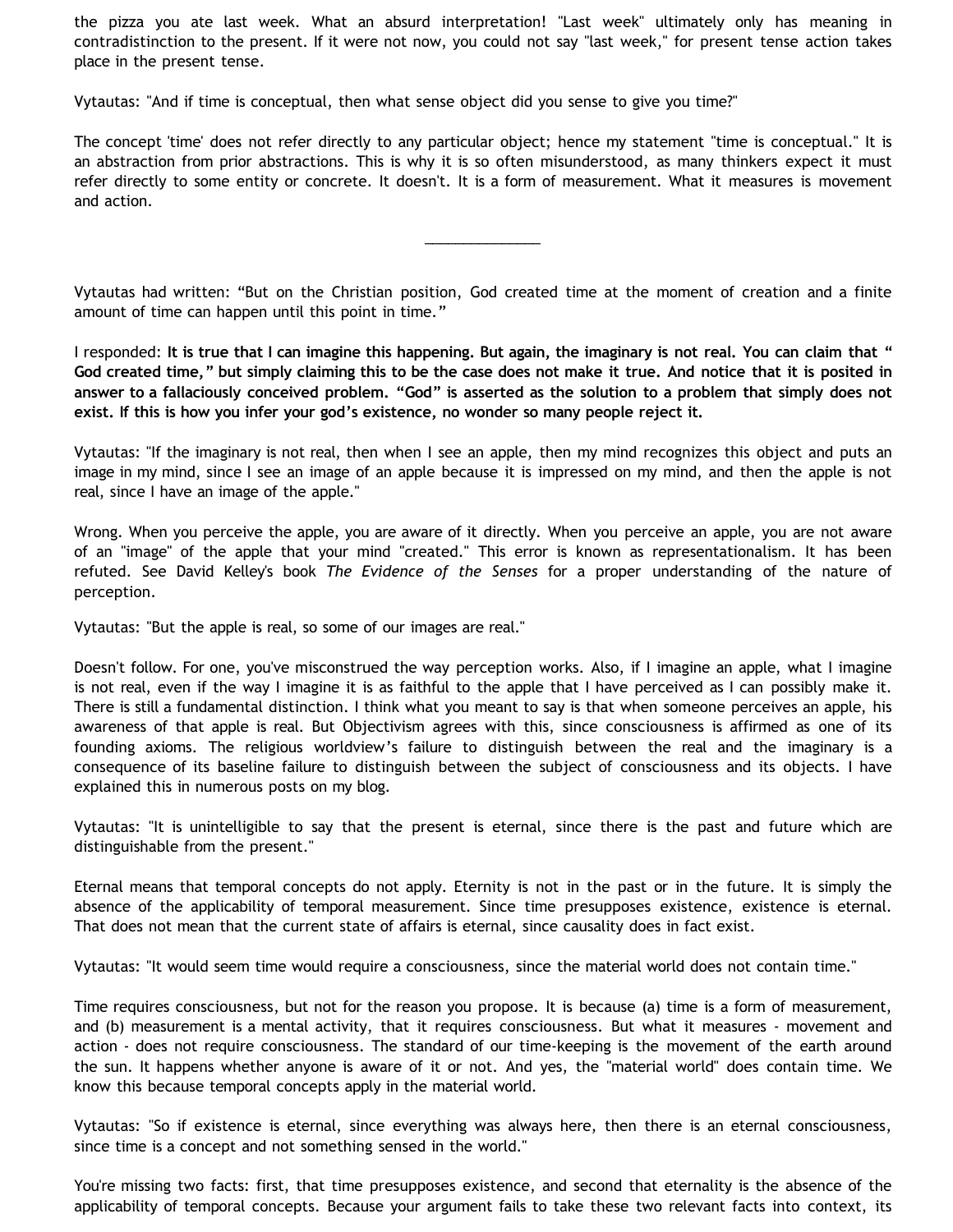the pizza you ate last week. What an absurd interpretation! "Last week" ultimately only has meaning in contradistinction to the present. If it were not now, you could not say "last week," for present tense action takes place in the present tense.

Vytautas: "And if time is conceptual, then what sense object did you sense to give you time?"

The concept 'time' does not refer directly to any particular object; hence my statement "time is conceptual." It is an abstraction from prior abstractions. This is why it is so often misunderstood, as many thinkers expect it must refer directly to some entity or concrete. It doesn't. It is a form of measurement. What it measures is movement and action.

______________

Vytautas had written: “But on the Christian position, God created time at the moment of creation and a finite amount of time can happen until this point in time.”

I responded: **It is true that I can imagine this happening. But again, the imaginary is not real. You can claim that “ God created time,” but simply claiming this to be the case does not make it true. And notice that it is posited in answer to a fallaciously conceived problem. “God” is asserted as the solution to a problem that simply does not exist. If this is how you infer your god’s existence, no wonder so many people reject it.**

Vytautas: "If the imaginary is not real, then when I see an apple, then my mind recognizes this object and puts an image in my mind, since I see an image of an apple because it is impressed on my mind, and then the apple is not real, since I have an image of the apple."

Wrong. When you perceive the apple, you are aware of it directly. When you perceive an apple, you are not aware of an "image" of the apple that your mind "created." This error is known as representationalism. It has been refuted. See David Kelley's book *The Evidence of the Senses* for a proper understanding of the nature of perception.

Vytautas: "But the apple is real, so some of our images are real."

Doesn't follow. For one, you've misconstrued the way perception works. Also, if I imagine an apple, what I imagine is not real, even if the way I imagine it is as faithful to the apple that I have perceived as I can possibly make it. There is still a fundamental distinction. I think what you meant to say is that when someone perceives an apple, his awareness of that apple is real. But Objectivism agrees with this, since consciousness is affirmed as one of its founding axioms. The religious worldview’s failure to distinguish between the real and the imaginary is a consequence of its baseline failure to distinguish between the subject of consciousness and its objects. I have explained this in numerous posts on my blog.

Vytautas: "It is unintelligible to say that the present is eternal, since there is the past and future which are distinguishable from the present."

Eternal means that temporal concepts do not apply. Eternity is not in the past or in the future. It is simply the absence of the applicability of temporal measurement. Since time presupposes existence, existence is eternal. That does not mean that the current state of affairs is eternal, since causality does in fact exist.

Vytautas: "It would seem time would require a consciousness, since the material world does not contain time."

Time requires consciousness, but not for the reason you propose. It is because (a) time is a form of measurement, and (b) measurement is a mental activity, that it requires consciousness. But what it measures - movement and action - does not require consciousness. The standard of our time-keeping is the movement of the earth around the sun. It happens whether anyone is aware of it or not. And yes, the "material world" does contain time. We know this because temporal concepts apply in the material world.

Vytautas: "So if existence is eternal, since everything was always here, then there is an eternal consciousness, since time is a concept and not something sensed in the world."

You're missing two facts: first, that time presupposes existence, and second that eternality is the absence of the applicability of temporal concepts. Because your argument fails to take these two relevant facts into context, its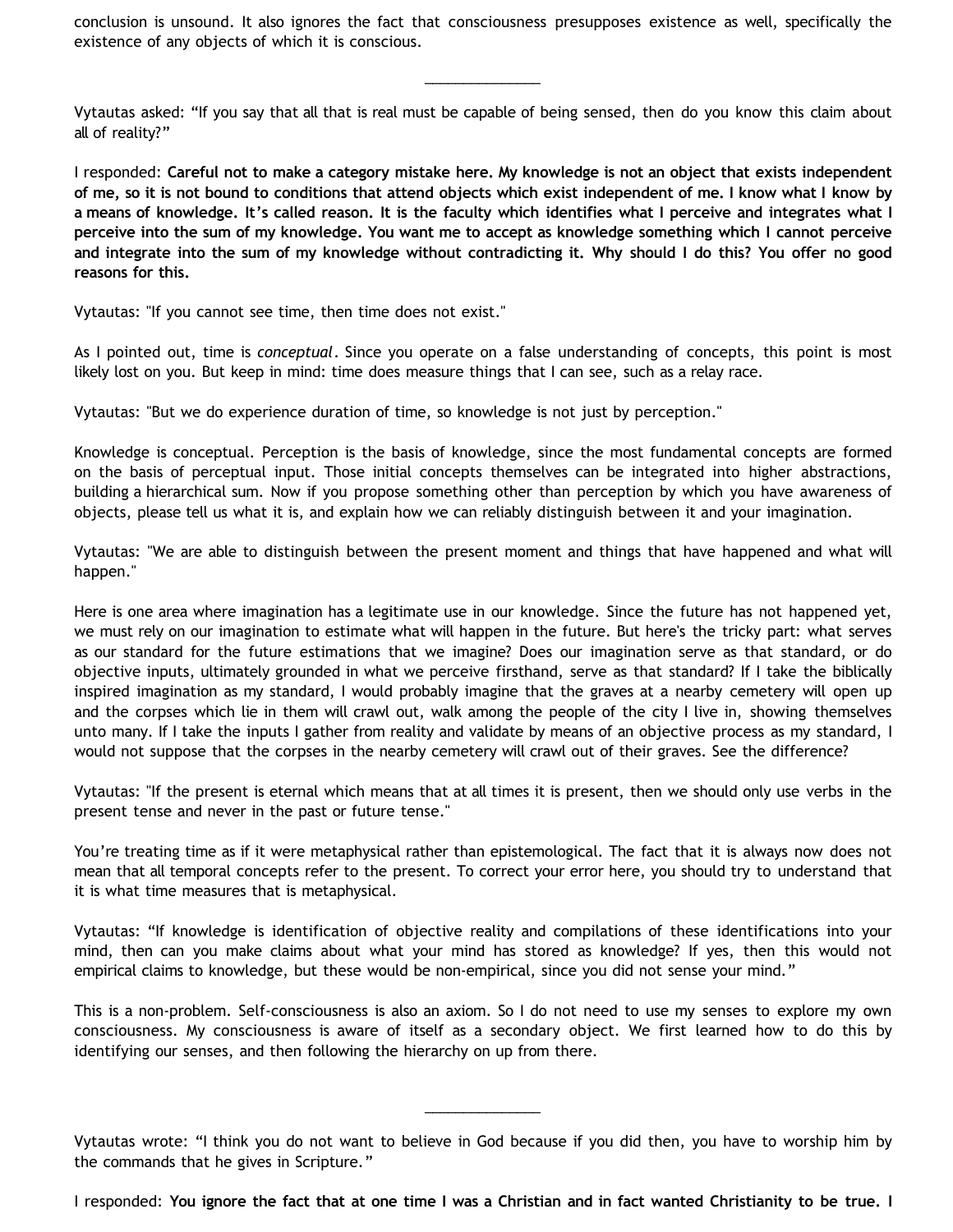conclusion is unsound. It also ignores the fact that consciousness presupposes existence as well, specifically the existence of any objects of which it is conscious.

______________

Vytautas asked: “If you say that all that is real must be capable of being sensed, then do you know this claim about all of reality?”

I responded: **Careful not to make a category mistake here. My knowledge is not an object that exists independent of me, so it is not bound to conditions that attend objects which exist independent of me. I know what I know by a means of knowledge. It’s called reason. It is the faculty which identifies what I perceive and integrates what I perceive into the sum of my knowledge. You want me to accept as knowledge something which I cannot perceive and integrate into the sum of my knowledge without contradicting it. Why should I do this? You offer no good reasons for this.**

Vytautas: "If you cannot see time, then time does not exist."

As I pointed out, time is *conceptual*. Since you operate on a false understanding of concepts, this point is most likely lost on you. But keep in mind: time does measure things that I can see, such as a relay race.

Vytautas: "But we do experience duration of time, so knowledge is not just by perception."

Knowledge is conceptual. Perception is the basis of knowledge, since the most fundamental concepts are formed on the basis of perceptual input. Those initial concepts themselves can be integrated into higher abstractions, building a hierarchical sum. Now if you propose something other than perception by which you have awareness of objects, please tell us what it is, and explain how we can reliably distinguish between it and your imagination.

Vytautas: "We are able to distinguish between the present moment and things that have happened and what will happen."

Here is one area where imagination has a legitimate use in our knowledge. Since the future has not happened yet, we must rely on our imagination to estimate what will happen in the future. But here's the tricky part: what serves as our standard for the future estimations that we imagine? Does our imagination serve as that standard, or do objective inputs, ultimately grounded in what we perceive firsthand, serve as that standard? If I take the biblically inspired imagination as my standard, I would probably imagine that the graves at a nearby cemetery will open up and the corpses which lie in them will crawl out, walk among the people of the city I live in, showing themselves unto many. If I take the inputs I gather from reality and validate by means of an objective process as my standard, I would not suppose that the corpses in the nearby cemetery will crawl out of their graves. See the difference?

Vytautas: "If the present is eternal which means that at all times it is present, then we should only use verbs in the present tense and never in the past or future tense."

You’re treating time as if it were metaphysical rather than epistemological. The fact that it is always now does not mean that all temporal concepts refer to the present. To correct your error here, you should try to understand that it is what time measures that is metaphysical.

Vytautas: “If knowledge is identification of objective reality and compilations of these identifications into your mind, then can you make claims about what your mind has stored as knowledge? If yes, then this would not empirical claims to knowledge, but these would be non-empirical, since you did not sense your mind.”

This is a non-problem. Self-consciousness is also an axiom. So I do not need to use my senses to explore my own consciousness. My consciousness is aware of itself as a secondary object. We first learned how to do this by identifying our senses, and then following the hierarchy on up from there.

______________

Vytautas wrote: “I think you do not want to believe in God because if you did then, you have to worship him by the commands that he gives in Scripture.”

I responded: **You ignore the fact that at one time I was a Christian and in fact wanted Christianity to be true. I**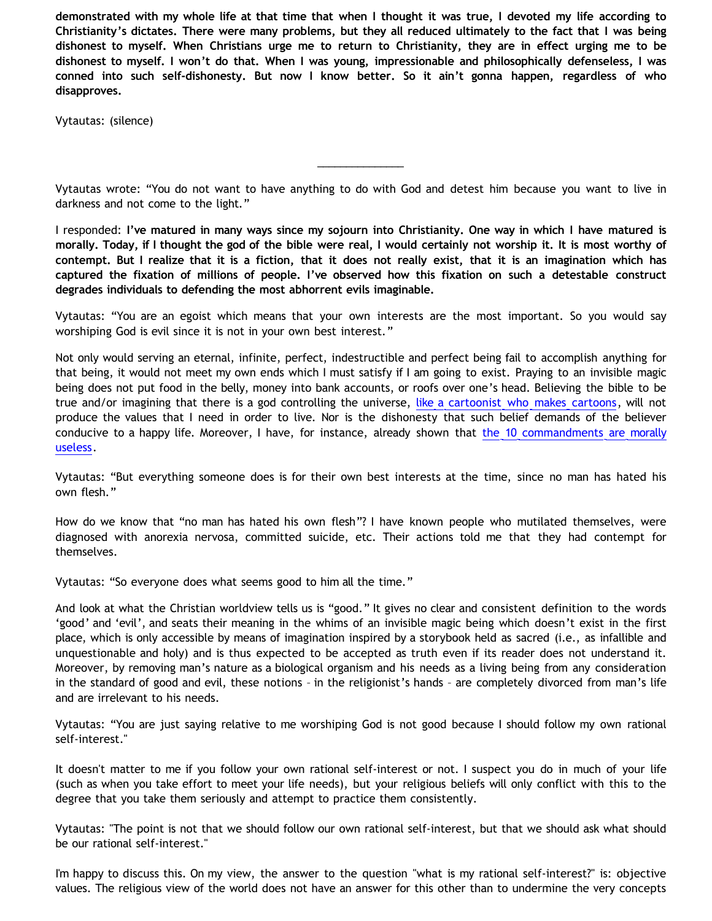**demonstrated with my whole life at that time that when I thought it was true, I devoted my life according to Christianity's dictates. There were many problems, but they all reduced ultimately to the fact that I was being dishonest to myself. When Christians urge me to return to Christianity, they are in effect urging me to be dishonest to myself. I won't do that. When I was young, impressionable and philosophically defenseless, I was conned into such self-dishonesty. But now I know better. So it ain't gonna happen, regardless of who disapproves.**

Vytautas: (silence)

---

Vytautas wrote: "You do not want to have anything to do with God and detest him because you want to live in darkness and not come to the light."

I responded: **I've matured in many ways since my sojourn into Christianity. One way in which I have matured is morally. Today, if I thought the god of the bible were real, I would certainly not worship it. It is most worthy of contempt. But I realize that it is a fiction, that it does not really exist, that it is an imagination which has captured the fixation of millions of people. I've observed how this fixation on such a detestable construct degrades individuals to defending the most abhorrent evils imaginable.**

Vytautas: "You are an egoist which means that your own interests are the most important. So you would say worshiping God is evil since it is not in your own best interest."

Not only would serving an eternal, infinite, perfect, indestructible and perfect being fail to accomplish anything for that being, it would not meet my own ends which I must satisfy if I am going to exist. Praying to an invisible magic being does not put food in the belly, money into bank accounts, or roofs over one's head. Believing the bible to be true and/or imagining that there is a god controlling the universe, like a cartoonist who makes cartoons, will not produce the values that I need in order to live. Nor is the dishonesty that such belief demands of the believer conducive to a happy life. Moreover, I have, for instance, already shown that the 10 commandments are morally useless.

Vytautas: "But everything someone does is for their own best interests at the time, since no man has hated his own flesh."

How do we know that "no man has hated his own flesh"? I have known people who mutilated themselves, were diagnosed with anorexia nervosa, committed suicide, etc. Their actions told me that they had contempt for themselves.

Vytautas: "So everyone does what seems good to him all the time."

And look at what the Christian worldview tells us is "good." It gives no clear and consistent definition to the words 'good' and 'evil', and seats their meaning in the whims of an invisible magic being which doesn't exist in the first place, which is only accessible by means of imagination inspired by a storybook held as sacred (i.e., as infallible and unquestionable and holy) and is thus expected to be accepted as truth even if its reader does not understand it. Moreover, by removing man's nature as a biological organism and his needs as a living being from any consideration in the standard of good and evil, these notions – in the religionist's hands – are completely divorced from man's life and are irrelevant to his needs.

Vytautas: "You are just saying relative to me worshiping God is not good because I should follow my own rational self-interest."

It doesn't matter to me if you follow your own rational self-interest or not. I suspect you do in much of your life (such as when you take effort to meet your life needs), but your religious beliefs will only conflict with this to the degree that you take them seriously and attempt to practice them consistently.

Vytautas: "The point is not that we should follow our own rational self-interest, but that we should ask what should be our rational self-interest."

I'm happy to discuss this. On my view, the answer to the question "what is my rational self-interest?" is: objective values. The religious view of the world does not have an answer for this other than to undermine the very concepts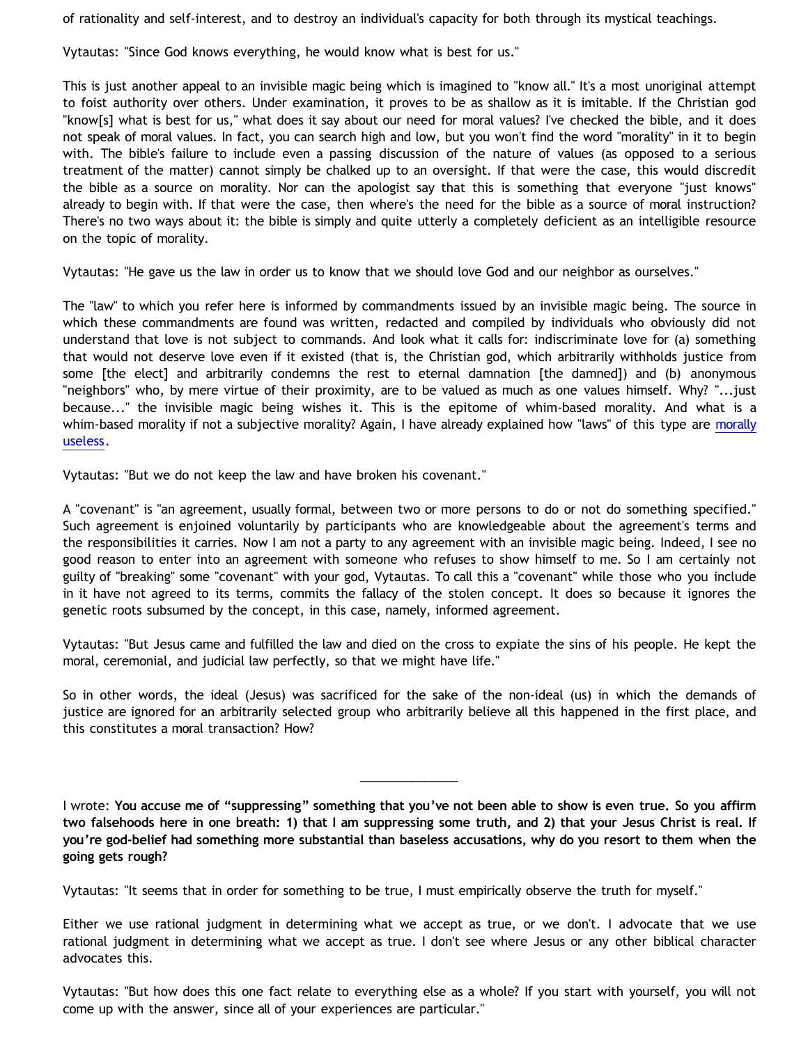of rationality and self-interest, and to destroy an individual's capacity for both through its mystical teachings.

Vytautas: "Since God knows everything, he would know what is best for us."

This is just another appeal to an invisible magic being which is imagined to "know all." It's a most unoriginal attempt to foist authority over others. Under examination, it proves to be as shallow as it is imitable. If the Christian god "know[s] what is best for us," what does it say about our need for moral values? I've checked the bible, and it does not speak of moral values. In fact, you can search high and low, but you won't find the word "morality" in it to begin with. The bible's failure to include even a passing discussion of the nature of values (as opposed to a serious treatment of the matter) cannot simply be chalked up to an oversight. If that were the case, this would discredit the bible as a source on morality. Nor can the apologist say that this is something that everyone "just knows" already to begin with. If that were the case, then where's the need for the bible as a source of moral instruction? There's no two ways about it: the bible is simply and quite utterly a completely deficient as an intelligible resource on the topic of morality.

Vytautas: "He gave us the law in order us to know that we should love God and our neighbor as ourselves."

The "law" to which you refer here is informed by commandments issued by an invisible magic being. The source in which these commandments are found was written, redacted and compiled by individuals who obviously did not understand that love is not subject to commands. And look what it calls for: indiscriminate love for (a) something that would not deserve love even if it existed (that is, the Christian god, which arbitrarily withholds justice from some [the elect] and arbitrarily condemns the rest to eternal damnation [the damned]) and (b) anonymous "neighbors" who, by mere virtue of their proximity, are to be valued as much as one values himself. Why? "...just because..." the invisible magic being wishes it. This is the epitome of whim-based morality. And what is a whim-based morality if not a subjective morality? Again, I have already explained how "laws" of this type are morally useless.

Vytautas: "But we do not keep the law and have broken his covenant."

A "covenant" is "an agreement, usually formal, between two or more persons to do or not do something specified." Such agreement is enjoined voluntarily by participants who are knowledgeable about the agreement's terms and the responsibilities it carries. Now I am not a party to any agreement with an invisible magic being. Indeed, I see no good reason to enter into an agreement with someone who refuses to show himself to me. So I am certainly not guilty of "breaking" some "covenant" with your god, Vytautas. To call this a "covenant" while those who you include in it have not agreed to its terms, commits the fallacy of the stolen concept. It does so because it ignores the genetic roots subsumed by the concept, in this case, namely, informed agreement.

Vytautas: "But Jesus came and fulfilled the law and died on the cross to expiate the sins of his people. He kept the moral, ceremonial, and judicial law perfectly, so that we might have life."

So in other words, the ideal (Jesus) was sacrificed for the sake of the non-ideal (us) in which the demands of justice are ignored for an arbitrarily selected group who arbitrarily believe all this happened in the first place, and this constitutes a moral transaction? How?

---

I wrote: **You accuse me of "suppressing" something that you've not been able to show is even true. So you affirm two falsehoods here in one breath: 1) that I am suppressing some truth, and 2) that your Jesus Christ is real. If you're god-belief had something more substantial than baseless accusations, why do you resort to them when the going gets rough?**

Vytautas: "It seems that in order for something to be true, I must empirically observe the truth for myself."

Either we use rational judgment in determining what we accept as true, or we don't. I advocate that we use rational judgment in determining what we accept as true. I don't see where Jesus or any other biblical character advocates this.

Vytautas: "But how does this one fact relate to everything else as a whole? If you start with yourself, you will not come up with the answer, since all of your experiences are particular."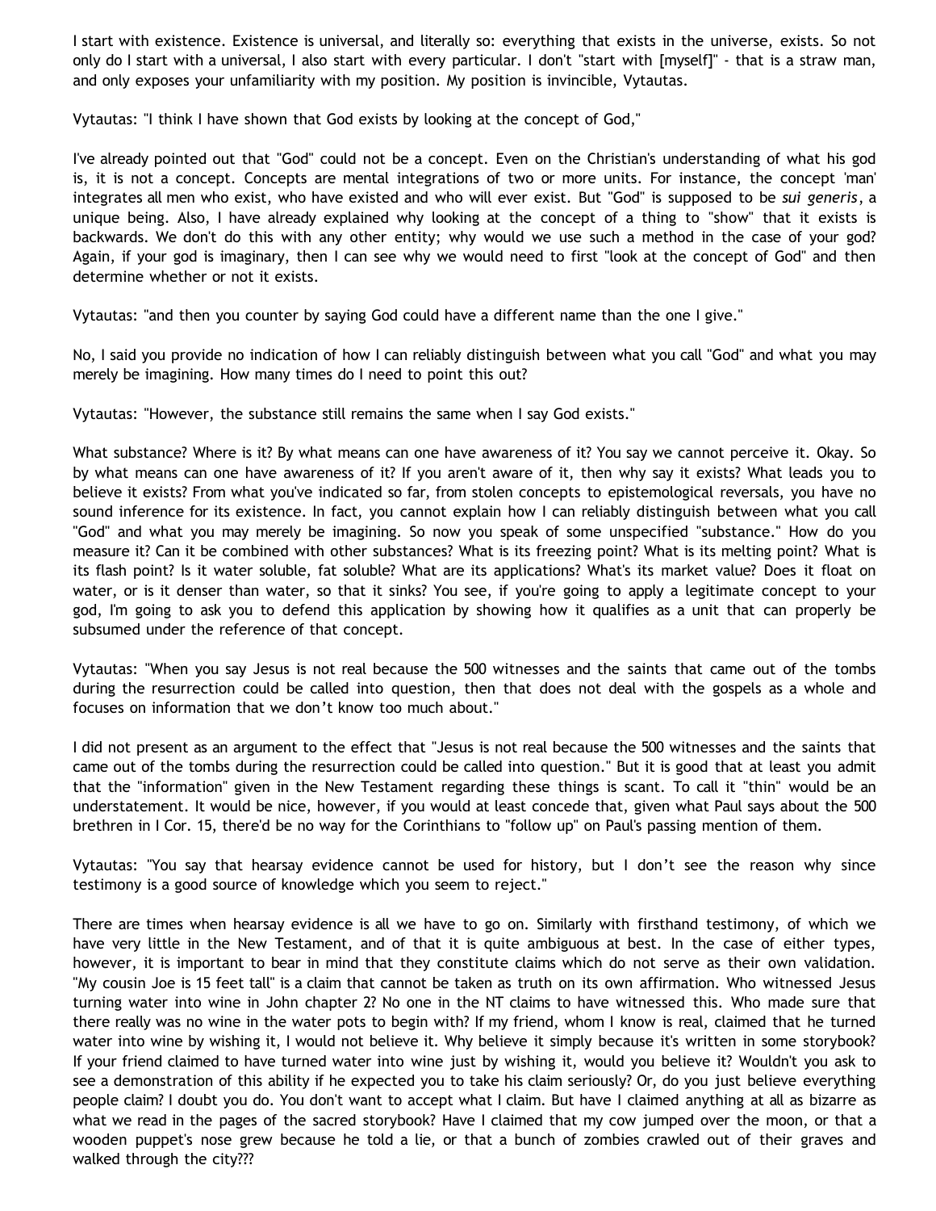I start with existence. Existence is universal, and literally so: everything that exists in the universe, exists. So not only do I start with a universal, I also start with every particular. I don't "start with [myself]" - that is a straw man, and only exposes your unfamiliarity with my position. My position is invincible, Vytautas.

Vytautas: "I think I have shown that God exists by looking at the concept of God,"

I've already pointed out that "God" could not be a concept. Even on the Christian's understanding of what his god is, it is not a concept. Concepts are mental integrations of two or more units. For instance, the concept 'man' integrates all men who exist, who have existed and who will ever exist. But "God" is supposed to be *sui generis*, a unique being. Also, I have already explained why looking at the concept of a thing to "show" that it exists is backwards. We don't do this with any other entity; why would we use such a method in the case of your god? Again, if your god is imaginary, then I can see why we would need to first "look at the concept of God" and then determine whether or not it exists.

Vytautas: "and then you counter by saying God could have a different name than the one I give."

No, I said you provide no indication of how I can reliably distinguish between what you call "God" and what you may merely be imagining. How many times do I need to point this out?

Vytautas: "However, the substance still remains the same when I say God exists."

What substance? Where is it? By what means can one have awareness of it? You say we cannot perceive it. Okay. So by what means can one have awareness of it? If you aren't aware of it, then why say it exists? What leads you to believe it exists? From what you've indicated so far, from stolen concepts to epistemological reversals, you have no sound inference for its existence. In fact, you cannot explain how I can reliably distinguish between what you call "God" and what you may merely be imagining. So now you speak of some unspecified "substance." How do you measure it? Can it be combined with other substances? What is its freezing point? What is its melting point? What is its flash point? Is it water soluble, fat soluble? What are its applications? What's its market value? Does it float on water, or is it denser than water, so that it sinks? You see, if you're going to apply a legitimate concept to your god, I'm going to ask you to defend this application by showing how it qualifies as a unit that can properly be subsumed under the reference of that concept.

Vytautas: "When you say Jesus is not real because the 500 witnesses and the saints that came out of the tombs during the resurrection could be called into question, then that does not deal with the gospels as a whole and focuses on information that we don't know too much about."

I did not present as an argument to the effect that "Jesus is not real because the 500 witnesses and the saints that came out of the tombs during the resurrection could be called into question." But it is good that at least you admit that the "information" given in the New Testament regarding these things is scant. To call it "thin" would be an understatement. It would be nice, however, if you would at least concede that, given what Paul says about the 500 brethren in I Cor. 15, there'd be no way for the Corinthians to "follow up" on Paul's passing mention of them.

Vytautas: "You say that hearsay evidence cannot be used for history, but I don't see the reason why since testimony is a good source of knowledge which you seem to reject."

There are times when hearsay evidence is all we have to go on. Similarly with firsthand testimony, of which we have very little in the New Testament, and of that it is quite ambiguous at best. In the case of either types, however, it is important to bear in mind that they constitute claims which do not serve as their own validation. "My cousin Joe is 15 feet tall" is a claim that cannot be taken as truth on its own affirmation. Who witnessed Jesus turning water into wine in John chapter 2? No one in the NT claims to have witnessed this. Who made sure that there really was no wine in the water pots to begin with? If my friend, whom I know is real, claimed that he turned water into wine by wishing it, I would not believe it. Why believe it simply because it's written in some storybook? If your friend claimed to have turned water into wine just by wishing it, would you believe it? Wouldn't you ask to see a demonstration of this ability if he expected you to take his claim seriously? Or, do you just believe everything people claim? I doubt you do. You don't want to accept what I claim. But have I claimed anything at all as bizarre as what we read in the pages of the sacred storybook? Have I claimed that my cow jumped over the moon, or that a wooden puppet's nose grew because he told a lie, or that a bunch of zombies crawled out of their graves and walked through the city???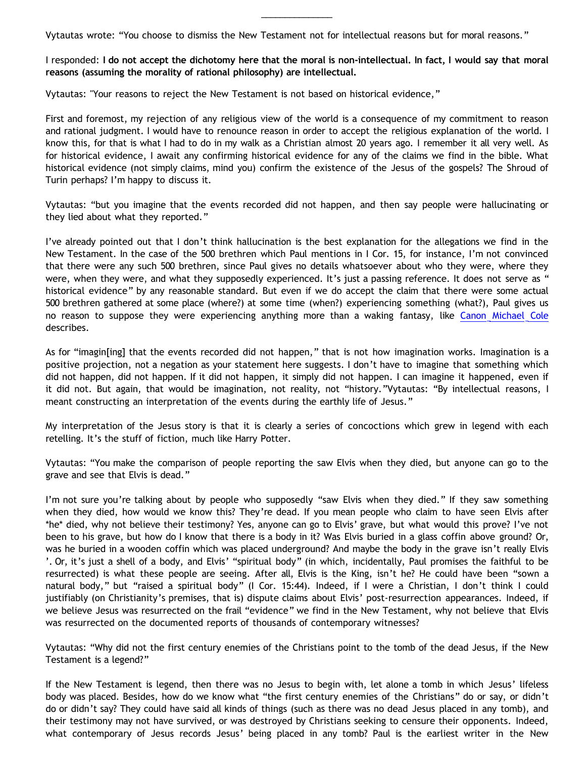_______________

Vytautas wrote: “You choose to dismiss the New Testament not for intellectual reasons but for moral reasons.”

I responded: **I do not accept the dichotomy here that the moral is non-intellectual. In fact, I would say that moral reasons (assuming the morality of rational philosophy) are intellectual.**

Vytautas: "Your reasons to reject the New Testament is not based on historical evidence,”

First and foremost, my rejection of any religious view of the world is a consequence of my commitment to reason and rational judgment. I would have to renounce reason in order to accept the religious explanation of the world. I know this, for that is what I had to do in my walk as a Christian almost 20 years ago. I remember it all very well. As for historical evidence, I await any confirming historical evidence for any of the claims we find in the bible. What historical evidence (not simply claims, mind you) confirm the existence of the Jesus of the gospels? The Shroud of Turin perhaps? I’m happy to discuss it.

Vytautas: “but you imagine that the events recorded did not happen, and then say people were hallucinating or they lied about what they reported.”

I’ve already pointed out that I don’t think hallucination is the best explanation for the allegations we find in the New Testament. In the case of the 500 brethren which Paul mentions in I Cor. 15, for instance, I’m not convinced that there were any such 500 brethren, since Paul gives no details whatsoever about who they were, where they were, when they were, and what they supposedly experienced. It’s just a passing reference. It does not serve as “ historical evidence” by any reasonable standard. But even if we do accept the claim that there were some actual 500 brethren gathered at some place (where?) at some time (when?) experiencing something (what?), Paul gives us no reason to suppose they were experiencing anything more than a waking fantasy, like Canon Michael Cole describes.

As for “imagin[ing] that the events recorded did not happen,” that is not how imagination works. Imagination is a positive projection, not a negation as your statement here suggests. I don’t have to imagine that something which did not happen, did not happen. If it did not happen, it simply did not happen. I can imagine it happened, even if it did not. But again, that would be imagination, not reality, not “history.”Vytautas: “By intellectual reasons, I meant constructing an interpretation of the events during the earthly life of Jesus.”

My interpretation of the Jesus story is that it is clearly a series of concoctions which grew in legend with each retelling. It’s the stuff of fiction, much like Harry Potter.

Vytautas: “You make the comparison of people reporting the saw Elvis when they died, but anyone can go to the grave and see that Elvis is dead.”

I’m not sure you’re talking about by people who supposedly “saw Elvis when they died.” If they saw something when they died, how would we know this? They’re dead. If you mean people who claim to have seen Elvis after *he* died, why not believe their testimony? Yes, anyone can go to Elvis’ grave, but what would this prove? I’ve not been to his grave, but how do I know that there is a body in it? Was Elvis buried in a glass coffin above ground? Or, was he buried in a wooden coffin which was placed underground? And maybe the body in the grave isn’t really Elvis ’. Or, it’s just a shell of a body, and Elvis’ “spiritual body” (in which, incidentally, Paul promises the faithful to be resurrected) is what these people are seeing. After all, Elvis is the King, isn’t he? He could have been “sown a natural body,” but “raised a spiritual body” (I Cor. 15:44). Indeed, if I were a Christian, I don’t think I could justifiably (on Christianity’s premises, that is) dispute claims about Elvis’ post-resurrection appearances. Indeed, if we believe Jesus was resurrected on the frail “evidence” we find in the New Testament, why not believe that Elvis was resurrected on the documented reports of thousands of contemporary witnesses?

Vytautas: “Why did not the first century enemies of the Christians point to the tomb of the dead Jesus, if the New Testament is a legend?”

If the New Testament is legend, then there was no Jesus to begin with, let alone a tomb in which Jesus’ lifeless body was placed. Besides, how do we know what “the first century enemies of the Christians” do or say, or didn’t do or didn’t say? They could have said all kinds of things (such as there was no dead Jesus placed in any tomb), and their testimony may not have survived, or was destroyed by Christians seeking to censure their opponents. Indeed, what contemporary of Jesus records Jesus’ being placed in any tomb? Paul is the earliest writer in the New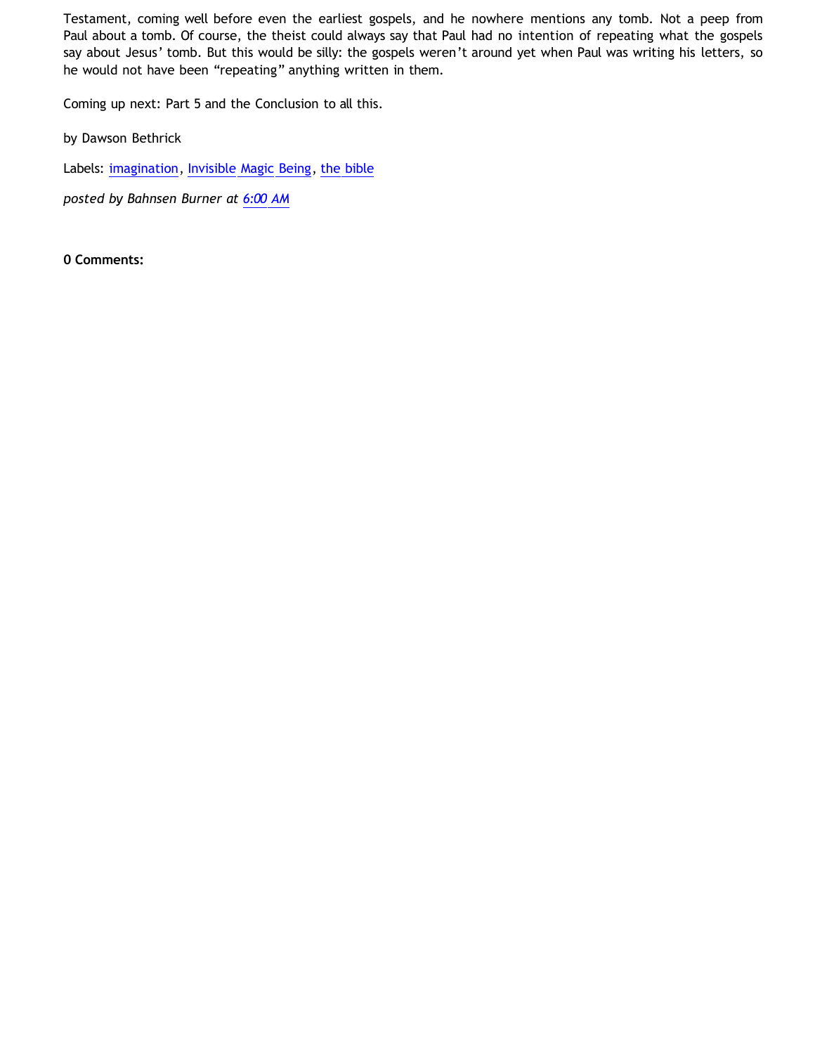Testament, coming well before even the earliest gospels, and he nowhere mentions any tomb. Not a peep from Paul about a tomb. Of course, the theist could always say that Paul had no intention of repeating what the gospels say about Jesus' tomb. But this would be silly: the gospels weren't around yet when Paul was writing his letters, so he would not have been "repeating" anything written in them.

Coming up next: Part 5 and the Conclusion to all this.

by Dawson Bethrick

Labels: imagination, Invisible Magic Being, the bible

*posted by Bahnsen Burner at 6:00 AM*

**0 Comments:**